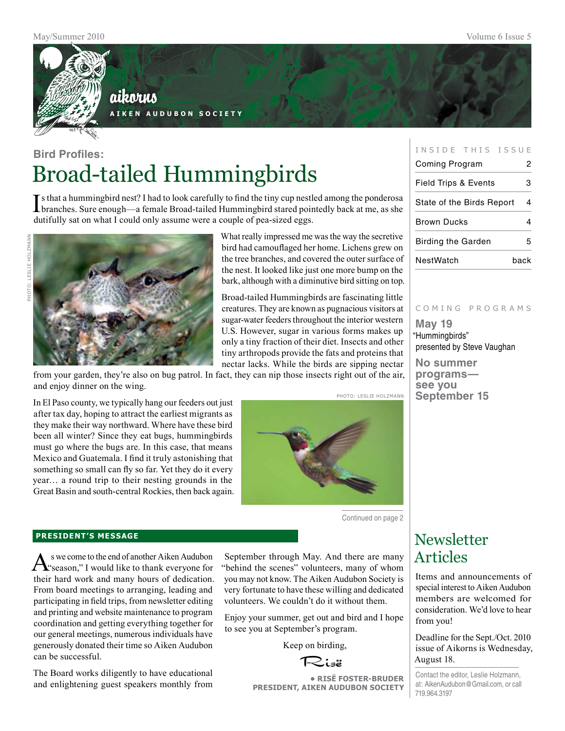# aikorns

AIKEN AUDUBON SOCIETY

## Bird Profiles:

# Broad-tailed Hummingbirds

Is that a hummingbird nest? I had to look carefully to find the tiny cup nestled among the ponderosa branches. Sure enough—a female Broad-tailed Hummingbird stared pointedly back at me, as she dutifully sat on what I could only assume were a couple of pea-sized eggs.

PHOTO: LESLIE HOLZMANN

What really impressed me was the way the secretive bird had camouflaged her home. Lichens grew on the tree branches, and covered the outer surface of the nest. It looked like just one more bump on the bark, although with a diminutive bird sitting on top.

Broad-tailed Hummingbirds are fascinating little creatures. They are known as pugnacious visitors at sugar-water feeders throughout the interior western U.S. However, sugar in various forms makes up only a tiny fraction of their diet. Insects and other tiny arthropods provide the fats and proteins that nectar lacks. While the birds are sipping nectar from your garden, they're also on bug patrol. In fact, they can nip those insects right out of the air, and enjoy dinner on the wing.

PHOTO: LESLIE HOLZMANN

In El Paso county, we typically hang our feeders out just after tax day, hoping to attract the earliest migrants as they make their way northward. Where have these bird been all winter? Since they eat bugs, hummingbirds must go where the bugs are. In this case, that means Mexico and Guatemala. I find it truly astonishing that something so small can fly so far. Yet they do it every year… a round trip to their nesting grounds in the Great Basin and south-central Rockies, then back again.

Continued on page 2

## PRESIDENT'S MESSAGE

As we come to the end of another Aiken Audubon "season," I would like to thank everyone for their hard work and many hours of dedication. From board meetings to arranging, leading and participating in field trips, from newsletter editing and printing and website maintenance to program coordination and getting everything together for our general meetings, numerous individuals have generously donated their time so Aiken Audubon can be successful.

The Board works diligently to have educational and enlightening guest speakers monthly from September through May. And there are many "behind the scenes" volunteers, many of whom you may not know. The Aiken Audubon Society is very fortunate to have these willing and dedicated volunteers. We couldn't do it without them.

Enjoy your summer, get out and bird and I hope to see you at September's program.

Keep on birding,

Risë

**• RISË FOSTER-BRUDER**
**PRESIDENT, AIKEN AUDUBON SOCIETY**

## INSIDE THIS ISSUE

| | |
|---|---|
| Coming Program | 2 |
| Field Trips & Events | 3 |
| State of the Birds Report | 4 |
| Brown Ducks | 4 |
| Birding the Garden | 5 |
| NestWatch | back |

## COMING PROGRAMS

**May 19**
"Hummingbirds"
presented by Steve Vaughan

**No summer programs—see you September 15**

## Newsletter Articles

Items and announcements of special interest to Aiken Audubon members are welcomed for consideration. We'd love to hear from you!

Deadline for the Sept./Oct. 2010 issue of Aikorns is Wednesday, August 18.

Contact the editor, Leslie Holzmann, at: AikenAudubon@Gmail.com, or call 719.964.3197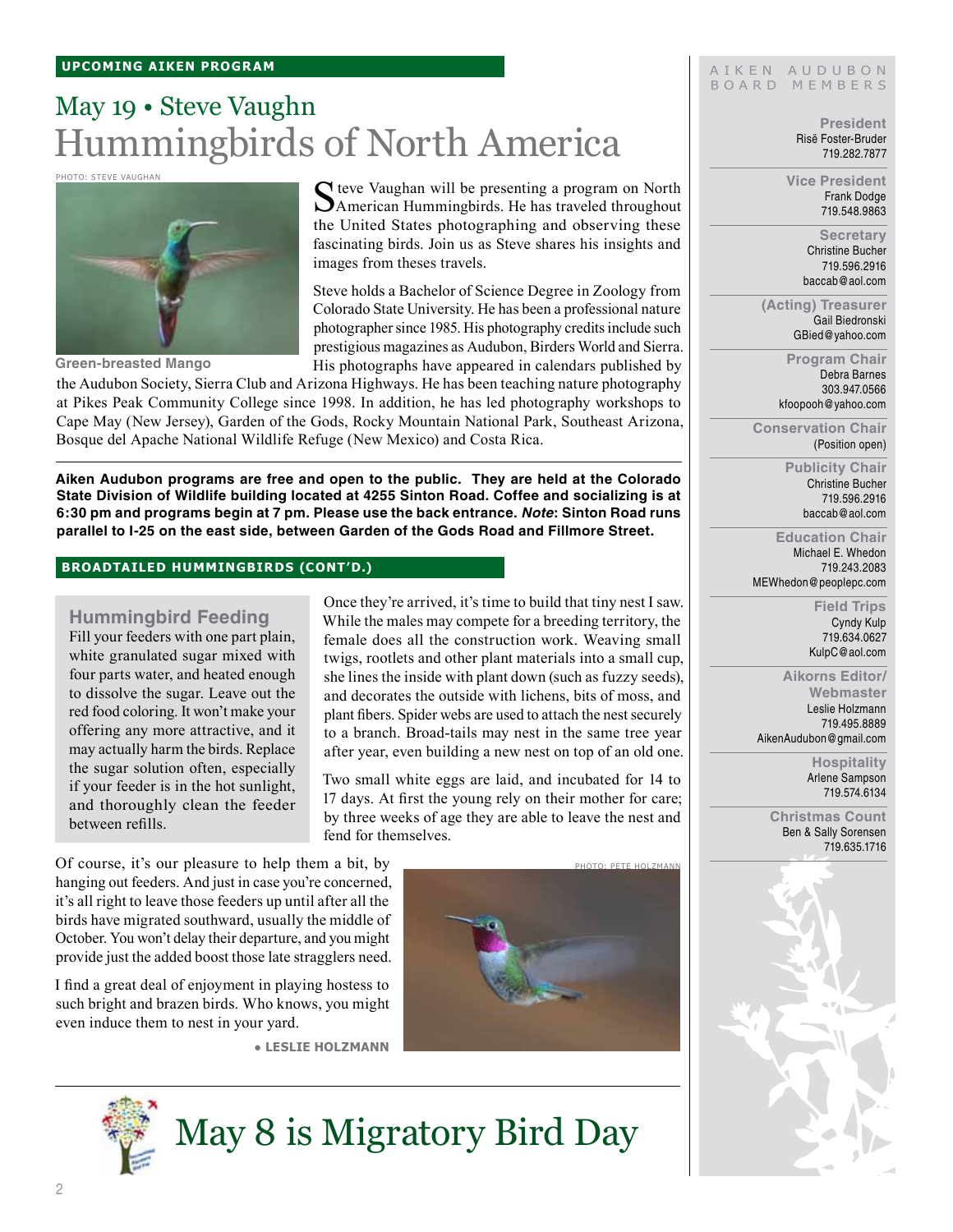UPCOMING AIKEN PROGRAM

# May 19 • Steve Vaughn
# Hummingbirds of North America

PHOTO: STEVE VAUGHAN

Green-breasted Mango

Steve Vaughan will be presenting a program on North American Hummingbirds. He has traveled throughout the United States photographing and observing these fascinating birds. Join us as Steve shares his insights and images from theses travels.

Steve holds a Bachelor of Science Degree in Zoology from Colorado State University. He has been a professional nature photographer since 1985. His photography credits include such prestigious magazines as Audubon, Birders World and Sierra. His photographs have appeared in calendars published by the Audubon Society, Sierra Club and Arizona Highways. He has been teaching nature photography at Pikes Peak Community College since 1998. In addition, he has led photography workshops to Cape May (New Jersey), Garden of the Gods, Rocky Mountain National Park, Southeast Arizona, Bosque del Apache National Wildlife Refuge (New Mexico) and Costa Rica.

**Aiken Audubon programs are free and open to the public. They are held at the Colorado State Division of Wildlife building located at 4255 Sinton Road. Coffee and socializing is at 6:30 pm and programs begin at 7 pm. Please use the back entrance. *Note*: Sinton Road runs parallel to I-25 on the east side, between Garden of the Gods Road and Fillmore Street.**

BROADTAILED HUMMINGBIRDS (CONT'D.)

### Hummingbird Feeding

Fill your feeders with one part plain, white granulated sugar mixed with four parts water, and heated enough to dissolve the sugar. Leave out the red food coloring. It won't make your offering any more attractive, and it may actually harm the birds. Replace the sugar solution often, especially if your feeder is in the hot sunlight, and thoroughly clean the feeder between refills.

Once they're arrived, it's time to build that tiny nest I saw. While the males may compete for a breeding territory, the female does all the construction work. Weaving small twigs, rootlets and other plant materials into a small cup, she lines the inside with plant down (such as fuzzy seeds), and decorates the outside with lichens, bits of moss, and plant fibers. Spider webs are used to attach the nest securely to a branch. Broad-tails may nest in the same tree year after year, even building a new nest on top of an old one.

Two small white eggs are laid, and incubated for 14 to 17 days. At first the young rely on their mother for care; by three weeks of age they are able to leave the nest and fend for themselves.

Of course, it's our pleasure to help them a bit, by hanging out feeders. And just in case you're concerned, it's all right to leave those feeders up until after all the birds have migrated southward, usually the middle of October. You won't delay their departure, and you might provide just the added boost those late stragglers need.

I find a great deal of enjoyment in playing hostess to such bright and brazen birds. Who knows, you might even induce them to nest in your yard.

PHOTO: PETE HOLZMANN

**• LESLIE HOLZMANN**

# May 8 is Migratory Bird Day

## AIKEN AUDUBON BOARD MEMBERS

**President**
Risë Foster-Bruder
719.282.7877

**Vice President**
Frank Dodge
719.548.9863

**Secretary**
Christine Bucher
719.596.2916
baccab@aol.com

**(Acting) Treasurer**
Gail Biedronski
GBied@yahoo.com

**Program Chair**
Debra Barnes
303.947.0566
kfoopooh@yahoo.com

**Conservation Chair**
(Position open)

**Publicity Chair**
Christine Bucher
719.596.2916
baccab@aol.com

**Education Chair**
Michael E. Whedon
719.243.2083
MEWhedon@peoplepc.com

**Field Trips**
Cyndy Kulp
719.634.0627
KulpC@aol.com

**Aikorns Editor/ Webmaster**
Leslie Holzmann
719.495.8889
AikenAudubon@gmail.com

**Hospitality**
Arlene Sampson
719.574.6134

**Christmas Count**
Ben & Sally Sorensen
719.635.1716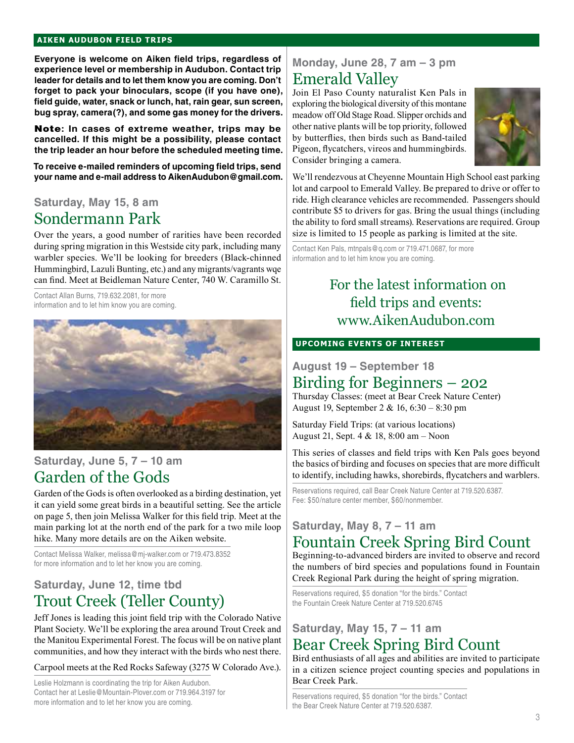## AIKEN AUDUBON FIELD TRIPS

**Everyone is welcome on Aiken field trips, regardless of experience level or membership in Audubon. Contact trip leader for details and to let them know you are coming. Don't forget to pack your binoculars, scope (if you have one), field guide, water, snack or lunch, hat, rain gear, sun screen, bug spray, camera(?), and some gas money for the drivers.**

**Note: In cases of extreme weather, trips may be cancelled. If this might be a possibility, please contact the trip leader an hour before the scheduled meeting time.**

**To receive e-mailed reminders of upcoming field trips, send your name and e-mail address to AikenAudubon@gmail.com.**

**Saturday, May 15, 8 am**

### Sondermann Park

Over the years, a good number of rarities have been recorded during spring migration in this Westside city park, including many warbler species. We'll be looking for breeders (Black-chinned Hummingbird, Lazuli Bunting, etc.) and any migrants/vagrants wqe can find. Meet at Beidleman Nature Center, 740 W. Caramillo St.

Contact Allan Burns, 719.632.2081, for more information and to let him know you are coming.

**Saturday, June 5, 7 – 10 am**

### Garden of the Gods

Garden of the Gods is often overlooked as a birding destination, yet it can yield some great birds in a beautiful setting. See the article on page 5, then join Melissa Walker for this field trip. Meet at the main parking lot at the north end of the park for a two mile loop hike. Many more details are on the Aiken website.

Contact Melissa Walker, melissa@mj-walker.com or 719.473.8352 for more information and to let her know you are coming.

**Saturday, June 12, time tbd**

### Trout Creek (Teller County)

Jeff Jones is leading this joint field trip with the Colorado Native Plant Society. We'll be exploring the area around Trout Creek and the Manitou Experimental Forest. The focus will be on native plant communities, and how they interact with the birds who nest there.

Carpool meets at the Red Rocks Safeway (3275 W Colorado Ave.).

Leslie Holzmann is coordinating the trip for Aiken Audubon. Contact her at Leslie@Mountain-Plover.com or 719.964.3197 for more information and to let her know you are coming.

**Monday, June 28, 7 am – 3 pm**

### Emerald Valley

Join El Paso County naturalist Ken Pals in exploring the biological diversity of this montane meadow off Old Stage Road. Slipper orchids and other native plants will be top priority, followed by butterflies, then birds such as Band-tailed Pigeon, flycatchers, vireos and hummingbirds. Consider bringing a camera.

We'll rendezvous at Cheyenne Mountain High School east parking lot and carpool to Emerald Valley. Be prepared to drive or offer to ride. High clearance vehicles are recommended. Passengers should contribute $5 to drivers for gas. Bring the usual things (including the ability to ford small streams). Reservations are required. Group size is limited to 15 people as parking is limited at the site.

Contact Ken Pals, mtnpals@q.com or 719.471.0687, for more information and to let him know you are coming.

For the latest information on field trips and events: www.AikenAudubon.com

## UPCOMING EVENTS OF INTEREST

**August 19 – September 18**

### Birding for Beginners – 202

Thursday Classes: (meet at Bear Creek Nature Center)
August 19, September 2 & 16, 6:30 – 8:30 pm

Saturday Field Trips: (at various locations)
August 21, Sept. 4 & 18, 8:00 am – Noon

This series of classes and field trips with Ken Pals goes beyond the basics of birding and focuses on species that are more difficult to identify, including hawks, shorebirds, flycatchers and warblers.

Reservations required, call Bear Creek Nature Center at 719.520.6387. Fee: $50/nature center member, $60/nonmember.

**Saturday, May 8, 7 – 11 am**

### Fountain Creek Spring Bird Count

Beginning-to-advanced birders are invited to observe and record the numbers of bird species and populations found in Fountain Creek Regional Park during the height of spring migration.

Reservations required, $5 donation "for the birds." Contact the Fountain Creek Nature Center at 719.520.6745

**Saturday, May 15, 7 – 11 am**

### Bear Creek Spring Bird Count

Bird enthusiasts of all ages and abilities are invited to participate in a citizen science project counting species and populations in Bear Creek Park.

Reservations required, $5 donation "for the birds." Contact the Bear Creek Nature Center at 719.520.6387.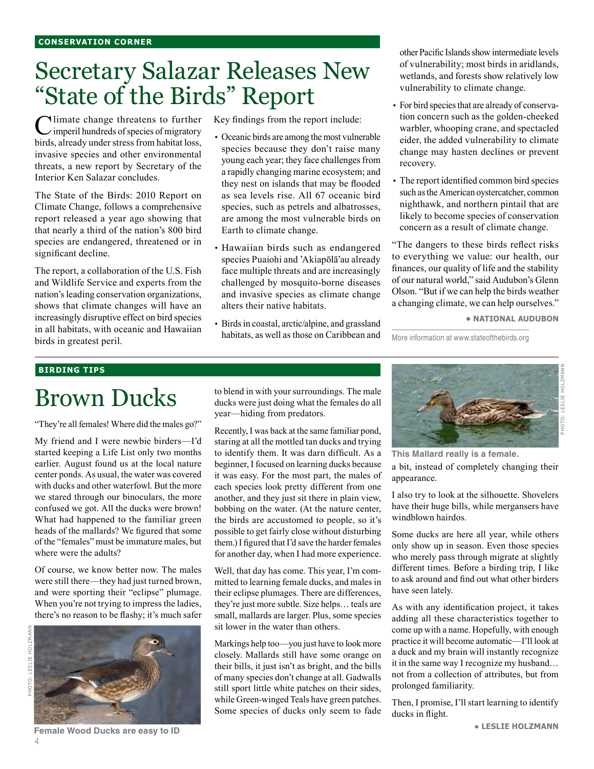**CONSERVATION CORNER**

# Secretary Salazar Releases New "State of the Birds" Report

Climate change threatens to further imperil hundreds of species of migratory birds, already under stress from habitat loss, invasive species and other environmental threats, a new report by Secretary of the Interior Ken Salazar concludes.

The State of the Birds: 2010 Report on Climate Change, follows a comprehensive report released a year ago showing that that nearly a third of the nation's 800 bird species are endangered, threatened or in significant decline.

The report, a collaboration of the U.S. Fish and Wildlife Service and experts from the nation's leading conservation organizations, shows that climate changes will have an increasingly disruptive effect on bird species in all habitats, with oceanic and Hawaiian birds in greatest peril.

Key findings from the report include:

- Oceanic birds are among the most vulnerable species because they don't raise many young each year; they face challenges from a rapidly changing marine ecosystem; and they nest on islands that may be flooded as sea levels rise. All 67 oceanic bird species, such as petrels and albatrosses, are among the most vulnerable birds on Earth to climate change.
- Hawaiian birds such as endangered species Puaiohi and 'Akiapōlā'au already face multiple threats and are increasingly challenged by mosquito-borne diseases and invasive species as climate change alters their native habitats.
- Birds in coastal, arctic/alpine, and grassland habitats, as well as those on Caribbean and other Pacific Islands show intermediate levels of vulnerability; most birds in aridlands, wetlands, and forests show relatively low vulnerability to climate change.
- For bird species that are already of conservation concern such as the golden-cheeked warbler, whooping crane, and spectacled eider, the added vulnerability to climate change may hasten declines or prevent recovery.
- The report identified common bird species such as the American oystercatcher, common nighthawk, and northern pintail that are likely to become species of conservation concern as a result of climate change.

"The dangers to these birds reflect risks to everything we value: our health, our finances, our quality of life and the stability of our natural world," said Audubon's Glenn Olson. "But if we can help the birds weather a changing climate, we can help ourselves."

**• NATIONAL AUDUBON**

More information at www.stateofthebirds.org

**BIRDING TIPS**

# Brown Ducks

"They're all females! Where did the males go?"

My friend and I were newbie birders—I'd started keeping a Life List only two months earlier. August found us at the local nature center ponds. As usual, the water was covered with ducks and other waterfowl. But the more we stared through our binoculars, the more confused we got. All the ducks were brown! What had happened to the familiar green heads of the mallards? We figured that some of the "females" must be immature males, but where were the adults?

Of course, we know better now. The males were still there—they had just turned brown, and were sporting their "eclipse" plumage. When you're not trying to impress the ladies, there's no reason to be flashy; it's much safer to blend in with your surroundings. The male ducks were just doing what the females do all year—hiding from predators.

PHOTO: LESLIE HOLZMANN

Female Wood Ducks are easy to ID

Recently, I was back at the same familiar pond, staring at all the mottled tan ducks and trying to identify them. It was darn difficult. As a beginner, I focused on learning ducks because it was easy. For the most part, the males of each species look pretty different from one another, and they just sit there in plain view, bobbing on the water. (At the nature center, the birds are accustomed to people, so it's possible to get fairly close without disturbing them.) I figured that I'd save the harder females for another day, when I had more experience.

Well, that day has come. This year, I'm committed to learning female ducks, and males in their eclipse plumages. There are differences, they're just more subtle. Size helps… teals are small, mallards are larger. Plus, some species sit lower in the water than others.

Markings help too—you just have to look more closely. Mallards still have some orange on their bills, it just isn't as bright, and the bills of many species don't change at all. Gadwalls still sport little white patches on their sides, while Green-winged Teals have green patches. Some species of ducks only seem to fade a bit, instead of completely changing their appearance.

PHOTO: LESLIE HOLZMANN

This Mallard really is a female.

I also try to look at the silhouette. Shovelers have their huge bills, while mergansers have windblown hairdos.

Some ducks are here all year, while others only show up in season. Even those species who merely pass through migrate at slightly different times. Before a birding trip, I like to ask around and find out what other birders have seen lately.

As with any identification project, it takes adding all these characteristics together to come up with a name. Hopefully, with enough practice it will become automatic—I'll look at a duck and my brain will instantly recognize it in the same way I recognize my husband… not from a collection of attributes, but from prolonged familiarity.

Then, I promise, I'll start learning to identify ducks in flight.

**• LESLIE HOLZMANN**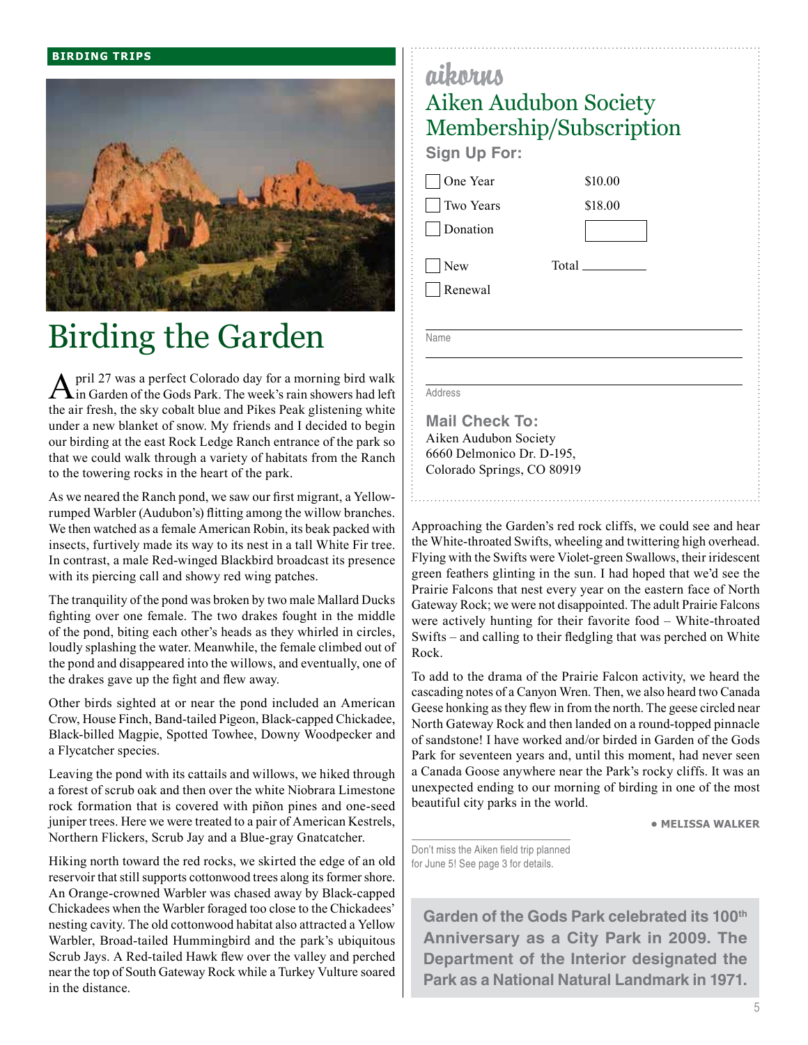**BIRDING TRIPS**

# Birding the Garden

April 27 was a perfect Colorado day for a morning bird walk in Garden of the Gods Park. The week's rain showers had left the air fresh, the sky cobalt blue and Pikes Peak glistening white under a new blanket of snow. My friends and I decided to begin our birding at the east Rock Ledge Ranch entrance of the park so that we could walk through a variety of habitats from the Ranch to the towering rocks in the heart of the park.

As we neared the Ranch pond, we saw our first migrant, a Yellow-rumped Warbler (Audubon's) flitting among the willow branches. We then watched as a female American Robin, its beak packed with insects, furtively made its way to its nest in a tall White Fir tree. In contrast, a male Red-winged Blackbird broadcast its presence with its piercing call and showy red wing patches.

The tranquility of the pond was broken by two male Mallard Ducks fighting over one female. The two drakes fought in the middle of the pond, biting each other's heads as they whirled in circles, loudly splashing the water. Meanwhile, the female climbed out of the pond and disappeared into the willows, and eventually, one of the drakes gave up the fight and flew away.

Other birds sighted at or near the pond included an American Crow, House Finch, Band-tailed Pigeon, Black-capped Chickadee, Black-billed Magpie, Spotted Towhee, Downy Woodpecker and a Flycatcher species.

Leaving the pond with its cattails and willows, we hiked through a forest of scrub oak and then over the white Niobrara Limestone rock formation that is covered with piñon pines and one-seed juniper trees. Here we were treated to a pair of American Kestrels, Northern Flickers, Scrub Jay and a Blue-gray Gnatcatcher.

Hiking north toward the red rocks, we skirted the edge of an old reservoir that still supports cottonwood trees along its former shore. An Orange-crowned Warbler was chased away by Black-capped Chickadees when the Warbler foraged too close to the Chickadees' nesting cavity. The old cottonwood habitat also attracted a Yellow Warbler, Broad-tailed Hummingbird and the park's ubiquitous Scrub Jays. A Red-tailed Hawk flew over the valley and perched near the top of South Gateway Rock while a Turkey Vulture soared in the distance.

Approaching the Garden's red rock cliffs, we could see and hear the White-throated Swifts, wheeling and twittering high overhead. Flying with the Swifts were Violet-green Swallows, their iridescent green feathers glinting in the sun. I had hoped that we'd see the Prairie Falcons that nest every year on the eastern face of North Gateway Rock; we were not disappointed. The adult Prairie Falcons were actively hunting for their favorite food – White-throated Swifts – and calling to their fledgling that was perched on White Rock.

To add to the drama of the Prairie Falcon activity, we heard the cascading notes of a Canyon Wren. Then, we also heard two Canada Geese honking as they flew in from the north. The geese circled near North Gateway Rock and then landed on a round-topped pinnacle of sandstone! I have worked and/or birded in Garden of the Gods Park for seventeen years and, until this moment, had never seen a Canada Goose anywhere near the Park's rocky cliffs. It was an unexpected ending to our morning of birding in one of the most beautiful city parks in the world.

**• MELISSA WALKER**

Don't miss the Aiken field trip planned for June 5! See page 3 for details.

**Garden of the Gods Park celebrated its 100th Anniversary as a City Park in 2009. The Department of the Interior designated the Park as a National Natural Landmark in 1971.**

---

*aikorns*

## Aiken Audubon Society Membership/Subscription

**Sign Up For:**

- ☐ One Year — $10.00
- ☐ Two Years — $18.00
- ☐ Donation — ☐
- ☐ New — Total ________
- ☐ Renewal

Name ______________________________

Address ______________________________

**Mail Check To:**

Aiken Audubon Society
6660 Delmonico Dr. D-195,
Colorado Springs, CO 80919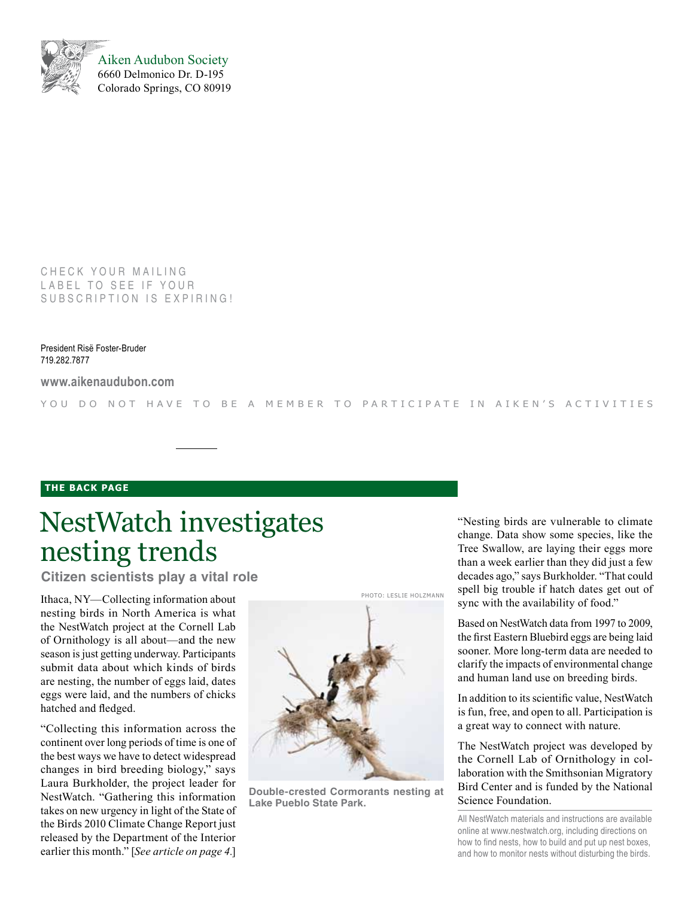Aiken Audubon Society
6660 Delmonico Dr. D-195
Colorado Springs, CO 80919

CHECK YOUR MAILING LABEL TO SEE IF YOUR SUBSCRIPTION IS EXPIRING!

President Risë Foster-Bruder
719.282.7877

**www.aikenaudubon.com**

YOU DO NOT HAVE TO BE A MEMBER TO PARTICIPATE IN AIKEN'S ACTIVITIES

**THE BACK PAGE**

# NestWatch investigates nesting trends

## Citizen scientists play a vital role

Ithaca, NY—Collecting information about nesting birds in North America is what the NestWatch project at the Cornell Lab of Ornithology is all about—and the new season is just getting underway. Participants submit data about which kinds of birds are nesting, the number of eggs laid, dates eggs were laid, and the numbers of chicks hatched and fledged.

"Collecting this information across the continent over long periods of time is one of the best ways we have to detect widespread changes in bird breeding biology," says Laura Burkholder, the project leader for NestWatch. "Gathering this information takes on new urgency in light of the State of the Birds 2010 Climate Change Report just released by the Department of the Interior earlier this month." [*See article on page 4.*]

PHOTO: LESLIE HOLZMANN

**Double-crested Cormorants nesting at Lake Pueblo State Park.**

"Nesting birds are vulnerable to climate change. Data show some species, like the Tree Swallow, are laying their eggs more than a week earlier than they did just a few decades ago," says Burkholder. "That could spell big trouble if hatch dates get out of sync with the availability of food."

Based on NestWatch data from 1997 to 2009, the first Eastern Bluebird eggs are being laid sooner. More long-term data are needed to clarify the impacts of environmental change and human land use on breeding birds.

In addition to its scientific value, NestWatch is fun, free, and open to all. Participation is a great way to connect with nature.

The NestWatch project was developed by the Cornell Lab of Ornithology in collaboration with the Smithsonian Migratory Bird Center and is funded by the National Science Foundation.

All NestWatch materials and instructions are available online at www.nestwatch.org, including directions on how to find nests, how to build and put up nest boxes, and how to monitor nests without disturbing the birds.